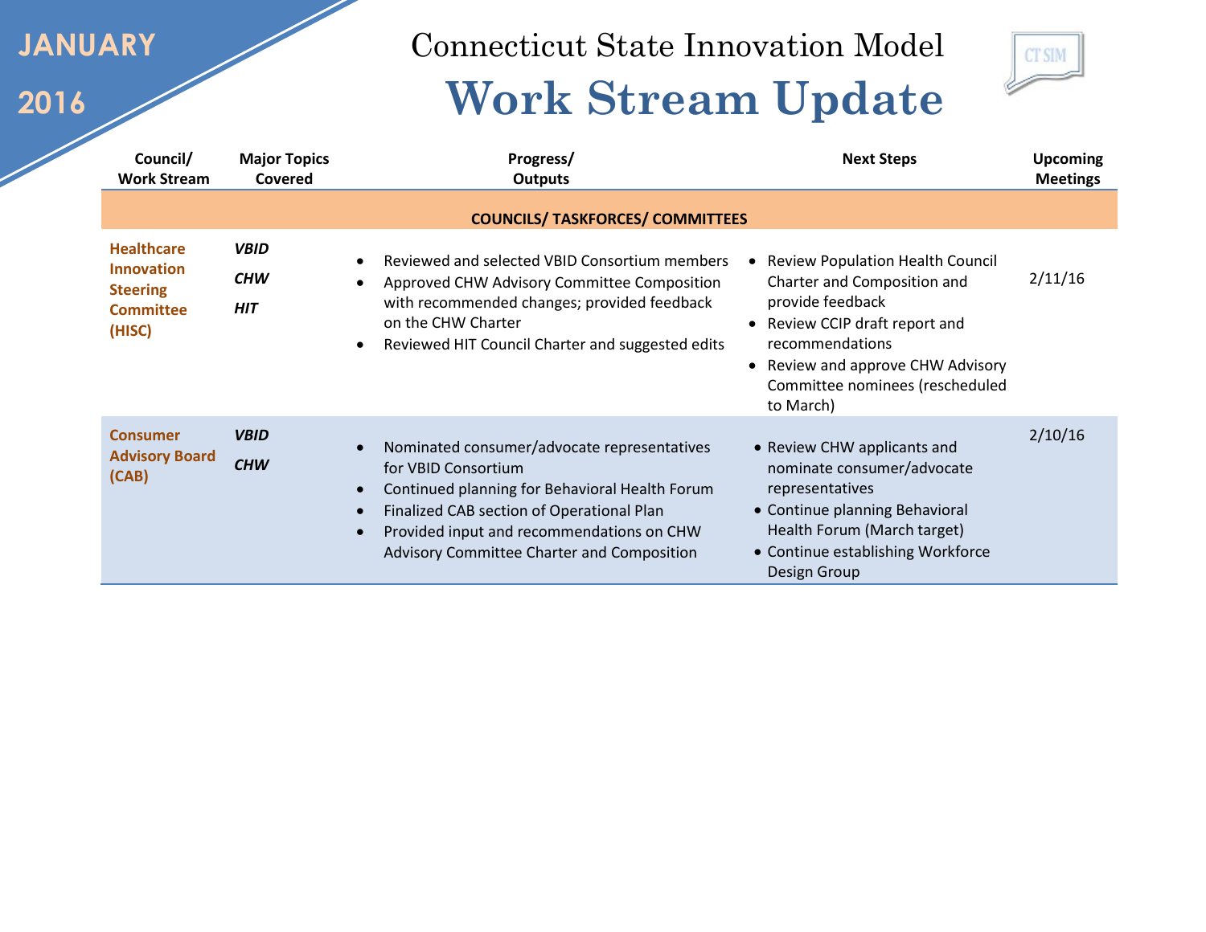# JANUARY 2016

## Connecticut State Innovation Model

# Work Stream Update

| Council/ Work Stream | Major Topics Covered | Progress/ Outputs | Next Steps | Upcoming Meetings |
|---|---|---|---|---|
| **COUNCILS/ TASKFORCES/ COMMITTEES** | | | | |
| **Healthcare Innovation Steering Committee (HISC)** | ***VBID*** <br> ***CHW*** <br> ***HIT*** | • Reviewed and selected VBID Consortium members <br> • Approved CHW Advisory Committee Composition with recommended changes; provided feedback on the CHW Charter <br> • Reviewed HIT Council Charter and suggested edits | • Review Population Health Council Charter and Composition and provide feedback <br> • Review CCIP draft report and recommendations <br> • Review and approve CHW Advisory Committee nominees (rescheduled to March) | 2/11/16 |
| **Consumer Advisory Board (CAB)** | ***VBID*** <br> ***CHW*** | • Nominated consumer/advocate representatives for VBID Consortium <br> • Continued planning for Behavioral Health Forum <br> • Finalized CAB section of Operational Plan <br> • Provided input and recommendations on CHW Advisory Committee Charter and Composition | • Review CHW applicants and nominate consumer/advocate representatives <br> • Continue planning Behavioral Health Forum (March target) <br> • Continue establishing Workforce Design Group | 2/10/16 |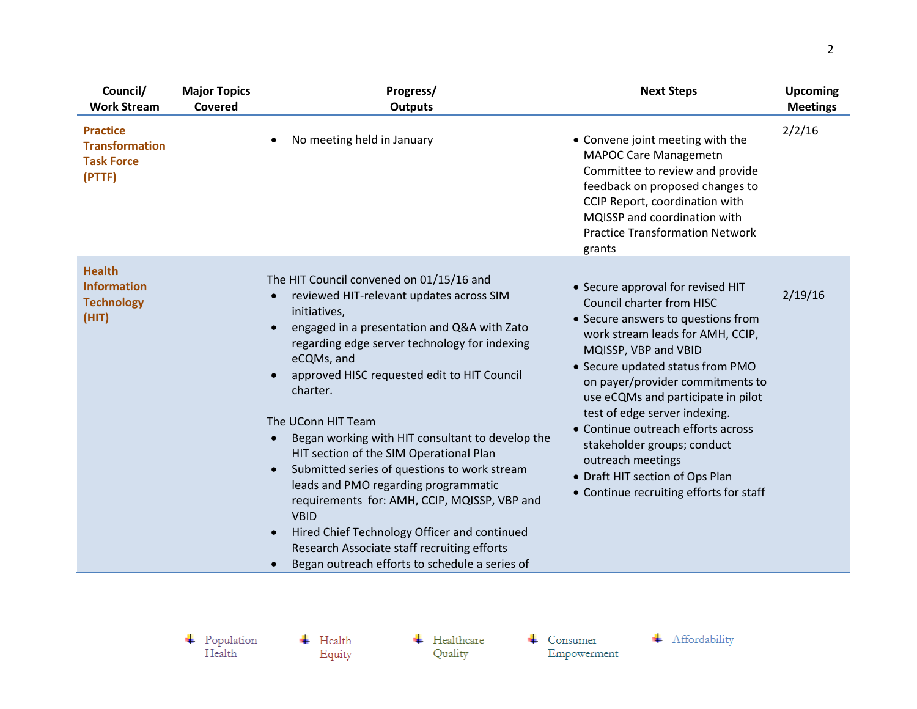| Council/ Work Stream | Major Topics Covered | Progress/ Outputs | Next Steps | Upcoming Meetings |
|---|---|---|---|---|
| **Practice Transformation Task Force (PTTF)** | | • No meeting held in January | • Convene joint meeting with the MAPOC Care Managemetn Committee to review and provide feedback on proposed changes to CCIP Report, coordination with MQISSP and coordination with Practice Transformation Network grants | 2/2/16 |
| **Health Information Technology (HIT)** | | The HIT Council convened on 01/15/16 and<br>• reviewed HIT-relevant updates across SIM initiatives,<br>• engaged in a presentation and Q&A with Zato regarding edge server technology for indexing eCQMs, and<br>• approved HISC requested edit to HIT Council charter.<br><br>The UConn HIT Team<br>• Began working with HIT consultant to develop the HIT section of the SIM Operational Plan<br>• Submitted series of questions to work stream leads and PMO regarding programmatic requirements for: AMH, CCIP, MQISSP, VBP and VBID<br>• Hired Chief Technology Officer and continued Research Associate staff recruiting efforts<br>• Began outreach efforts to schedule a series of | • Secure approval for revised HIT Council charter from HISC<br>• Secure answers to questions from work stream leads for AMH, CCIP, MQISSP, VBP and VBID<br>• Secure updated status from PMO on payer/provider commitments to use eCQMs and participate in pilot test of edge server indexing.<br>• Continue outreach efforts across stakeholder groups; conduct outreach meetings<br>• Draft HIT section of Ops Plan<br>• Continue recruiting efforts for staff | 2/19/16 |

Population Health | Health Equity | Healthcare Quality | Consumer Empowerment | Affordability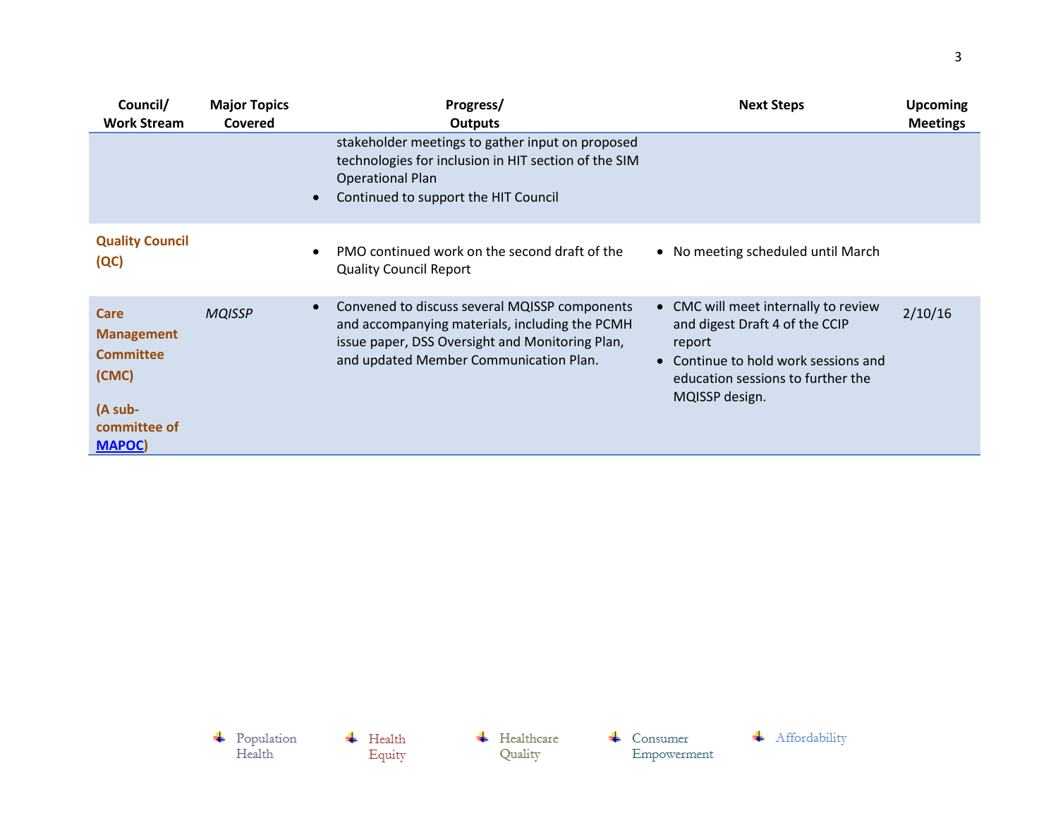| Council/ Work Stream | Major Topics Covered | Progress/ Outputs | Next Steps | Upcoming Meetings |
|---|---|---|---|---|
| | | stakeholder meetings to gather input on proposed technologies for inclusion in HIT section of the SIM Operational Plan<br>• Continued to support the HIT Council | | |
| **Quality Council (QC)** | | • PMO continued work on the second draft of the Quality Council Report | • No meeting scheduled until March | |
| **Care Management Committee (CMC)**<br><br>**(A sub-committee of MAPOC)** | *MQISSP* | • Convened to discuss several MQISSP components and accompanying materials, including the PCMH issue paper, DSS Oversight and Monitoring Plan, and updated Member Communication Plan. | • CMC will meet internally to review and digest Draft 4 of the CCIP report<br>• Continue to hold work sessions and education sessions to further the MQISSP design. | 2/10/16 |

Population Health | Health Equity | Healthcare Quality | Consumer Empowerment | Affordability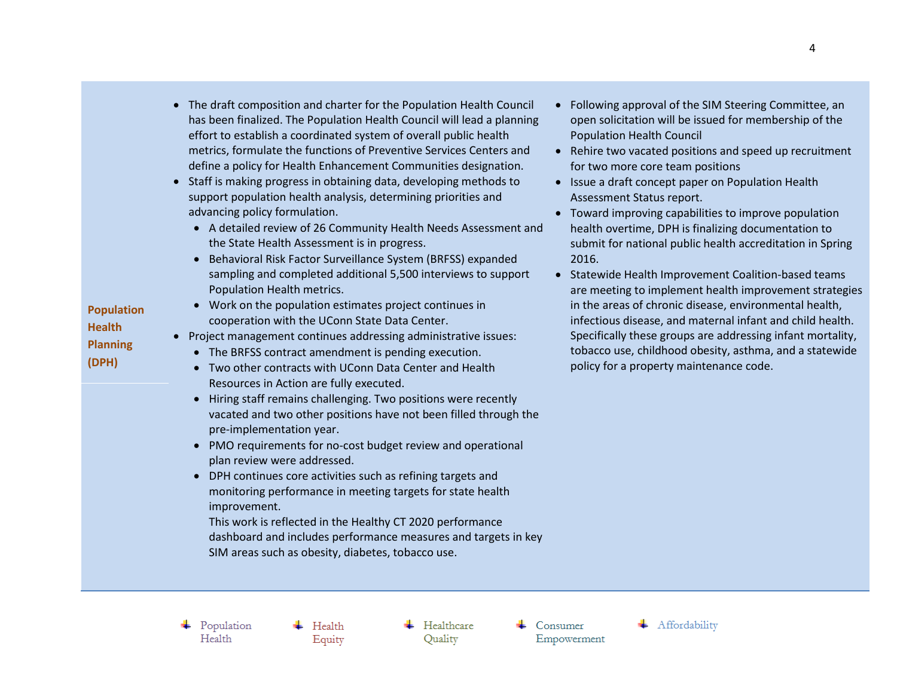| | | |
|---|---|---|
| **Population Health Planning (DPH)** | • The draft composition and charter for the Population Health Council has been finalized. The Population Health Council will lead a planning effort to establish a coordinated system of overall public health metrics, formulate the functions of Preventive Services Centers and define a policy for Health Enhancement Communities designation.<br>• Staff is making progress in obtaining data, developing methods to support population health analysis, determining priorities and advancing policy formulation.<br>  ◦ A detailed review of 26 Community Health Needs Assessment and the State Health Assessment is in progress.<br>  ◦ Behavioral Risk Factor Surveillance System (BRFSS) expanded sampling and completed additional 5,500 interviews to support Population Health metrics.<br>  ◦ Work on the population estimates project continues in cooperation with the UConn State Data Center.<br>• Project management continues addressing administrative issues:<br>  ◦ The BRFSS contract amendment is pending execution.<br>  ◦ Two other contracts with UConn Data Center and Health Resources in Action are fully executed.<br>  ◦ Hiring staff remains challenging. Two positions were recently vacated and two other positions have not been filled through the pre-implementation year.<br>  ◦ PMO requirements for no-cost budget review and operational plan review were addressed.<br>  ◦ DPH continues core activities such as refining targets and monitoring performance in meeting targets for state health improvement.<br>This work is reflected in the Healthy CT 2020 performance dashboard and includes performance measures and targets in key SIM areas such as obesity, diabetes, tobacco use. | • Following approval of the SIM Steering Committee, an open solicitation will be issued for membership of the Population Health Council<br>• Rehire two vacated positions and speed up recruitment for two more core team positions<br>• Issue a draft concept paper on Population Health Assessment Status report.<br>• Toward improving capabilities to improve population health overtime, DPH is finalizing documentation to submit for national public health accreditation in Spring 2016.<br>• Statewide Health Improvement Coalition-based teams are meeting to implement health improvement strategies in the areas of chronic disease, environmental health, infectious disease, and maternal infant and child health. Specifically these groups are addressing infant mortality, tobacco use, childhood obesity, asthma, and a statewide policy for a property maintenance code. |

Population Health | Health Equity | Healthcare Quality | Consumer Empowerment | Affordability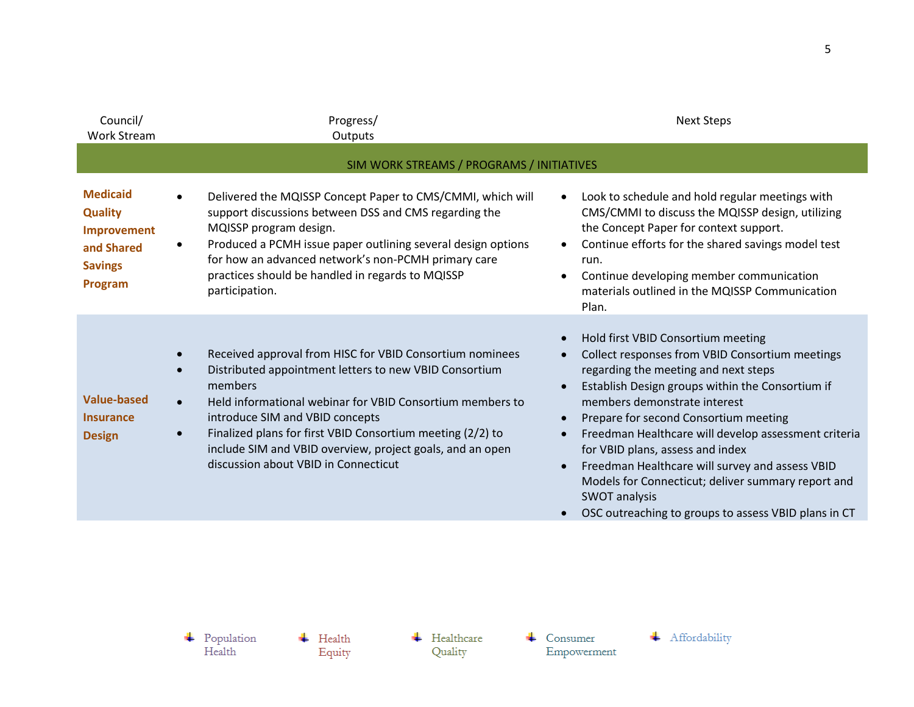| Council/ Work Stream | Progress/ Outputs | Next Steps |
|---|---|---|
| **SIM WORK STREAMS / PROGRAMS / INITIATIVES** | | |
| **Medicaid Quality Improvement and Shared Savings Program** | • Delivered the MQISSP Concept Paper to CMS/CMMI, which will support discussions between DSS and CMS regarding the MQISSP program design.<br>• Produced a PCMH issue paper outlining several design options for how an advanced network's non-PCMH primary care practices should be handled in regards to MQISSP participation. | • Look to schedule and hold regular meetings with CMS/CMMI to discuss the MQISSP design, utilizing the Concept Paper for context support.<br>• Continue efforts for the shared savings model test run.<br>• Continue developing member communication materials outlined in the MQISSP Communication Plan. |
| **Value-based Insurance Design** | • Received approval from HISC for VBID Consortium nominees<br>• Distributed appointment letters to new VBID Consortium members<br>• Held informational webinar for VBID Consortium members to introduce SIM and VBID concepts<br>• Finalized plans for first VBID Consortium meeting (2/2) to include SIM and VBID overview, project goals, and an open discussion about VBID in Connecticut | • Hold first VBID Consortium meeting<br>• Collect responses from VBID Consortium meetings regarding the meeting and next steps<br>• Establish Design groups within the Consortium if members demonstrate interest<br>• Prepare for second Consortium meeting<br>• Freedman Healthcare will develop assessment criteria for VBID plans, assess and index<br>• Freedman Healthcare will survey and assess VBID Models for Connecticut; deliver summary report and SWOT analysis<br>• OSC outreaching to groups to assess VBID plans in CT |

Population Health · Health Equity · Healthcare Quality · Consumer Empowerment · Affordability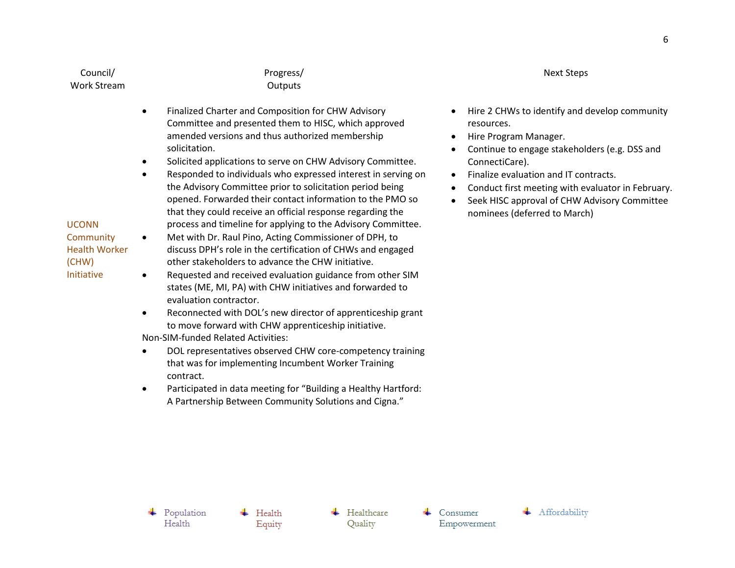| Council/ Work Stream | Progress/ Outputs | Next Steps |
| --- | --- | --- |
| UCONN Community Health Worker (CHW) Initiative | • Finalized Charter and Composition for CHW Advisory Committee and presented them to HISC, which approved amended versions and thus authorized membership solicitation.<br>• Solicited applications to serve on CHW Advisory Committee.<br>• Responded to individuals who expressed interest in serving on the Advisory Committee prior to solicitation period being opened. Forwarded their contact information to the PMO so that they could receive an official response regarding the process and timeline for applying to the Advisory Committee.<br>• Met with Dr. Raul Pino, Acting Commissioner of DPH, to discuss DPH's role in the certification of CHWs and engaged other stakeholders to advance the CHW initiative.<br>• Requested and received evaluation guidance from other SIM states (ME, MI, PA) with CHW initiatives and forwarded to evaluation contractor.<br>• Reconnected with DOL's new director of apprenticeship grant to move forward with CHW apprenticeship initiative.<br>Non-SIM-funded Related Activities:<br>• DOL representatives observed CHW core-competency training that was for implementing Incumbent Worker Training contract.<br>• Participated in data meeting for "Building a Healthy Hartford: A Partnership Between Community Solutions and Cigna." | • Hire 2 CHWs to identify and develop community resources.<br>• Hire Program Manager.<br>• Continue to engage stakeholders (e.g. DSS and ConnectiCare).<br>• Finalize evaluation and IT contracts.<br>• Conduct first meeting with evaluator in February.<br>• Seek HISC approval of CHW Advisory Committee nominees (deferred to March) |

Population Health | Health Equity | Healthcare Quality | Consumer Empowerment | Affordability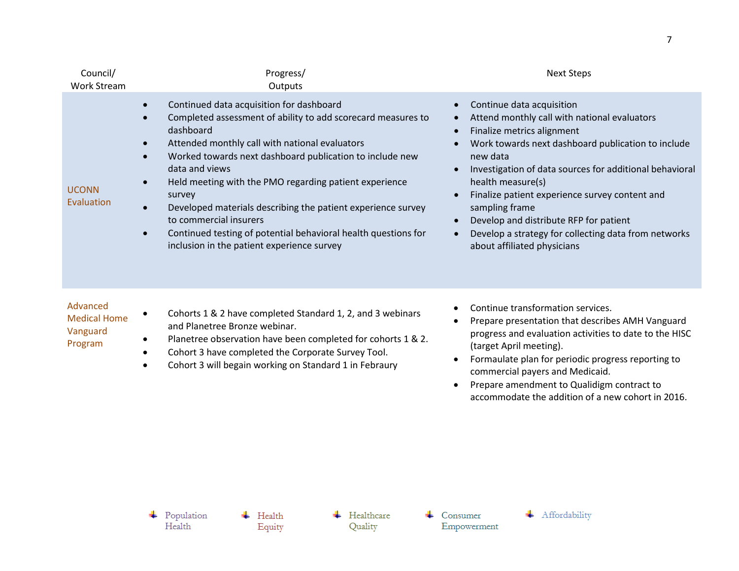| Council/ Work Stream | Progress/ Outputs | Next Steps |
|---|---|---|
| UCONN Evaluation | • Continued data acquisition for dashboard<br>• Completed assessment of ability to add scorecard measures to dashboard<br>• Attended monthly call with national evaluators<br>• Worked towards next dashboard publication to include new data and views<br>• Held meeting with the PMO regarding patient experience survey<br>• Developed materials describing the patient experience survey to commercial insurers<br>• Continued testing of potential behavioral health questions for inclusion in the patient experience survey | • Continue data acquisition<br>• Attend monthly call with national evaluators<br>• Finalize metrics alignment<br>• Work towards next dashboard publication to include new data<br>• Investigation of data sources for additional behavioral health measure(s)<br>• Finalize patient experience survey content and sampling frame<br>• Develop and distribute RFP for patient<br>• Develop a strategy for collecting data from networks about affiliated physicians |
| Advanced Medical Home Vanguard Program | • Cohorts 1 & 2 have completed Standard 1, 2, and 3 webinars and Planetree Bronze webinar.<br>• Planetree observation have been completed for cohorts 1 & 2.<br>• Cohort 3 have completed the Corporate Survey Tool.<br>• Cohort 3 will begain working on Standard 1 in Febraury | • Continue transformation services.<br>• Prepare presentation that describes AMH Vanguard progress and evaluation activities to date to the HISC (target April meeting).<br>• Formaulate plan for periodic progress reporting to commercial payers and Medicaid.<br>• Prepare amendment to Qualidigm contract to accommodate the addition of a new cohort in 2016. |

Population Health | Health Equity | Healthcare Quality | Consumer Empowerment | Affordability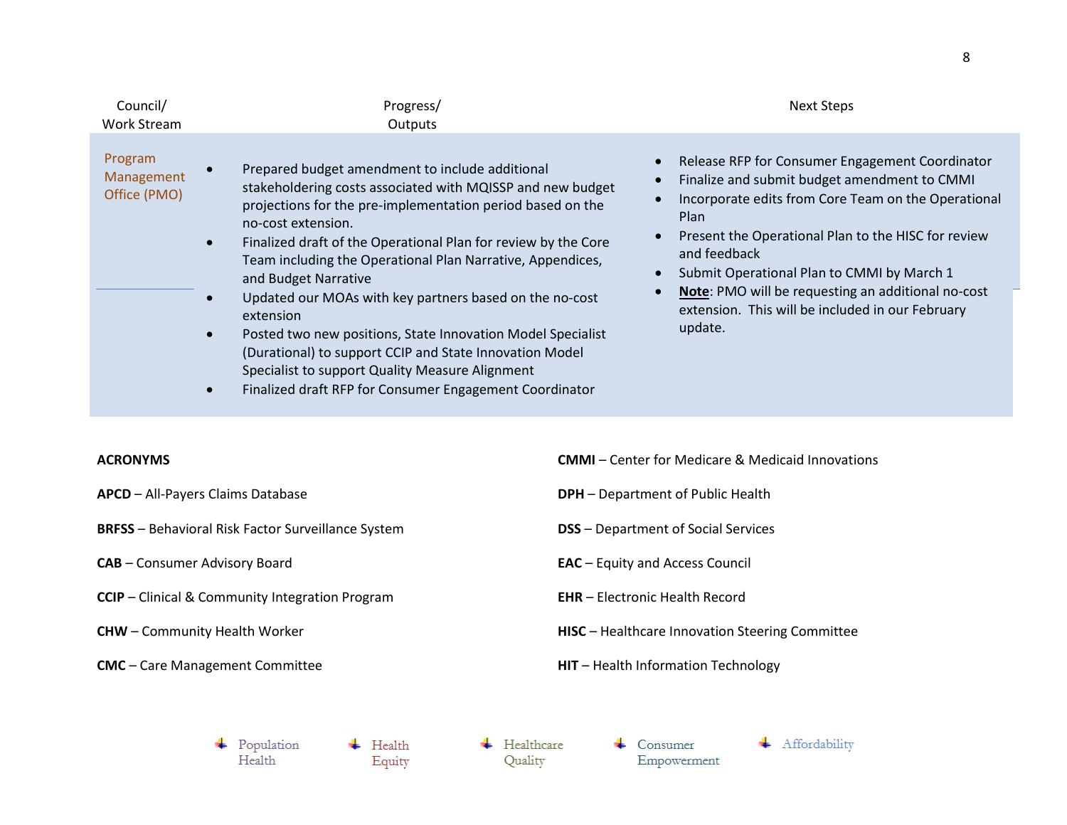| Council/ Work Stream | Progress/ Outputs | Next Steps |
|---|---|---|
| Program Management Office (PMO) | • Prepared budget amendment to include additional stakeholdering costs associated with MQISSP and new budget projections for the pre-implementation period based on the no-cost extension.<br>• Finalized draft of the Operational Plan for review by the Core Team including the Operational Plan Narrative, Appendices, and Budget Narrative<br>• Updated our MOAs with key partners based on the no-cost extension<br>• Posted two new positions, State Innovation Model Specialist (Durational) to support CCIP and State Innovation Model Specialist to support Quality Measure Alignment<br>• Finalized draft RFP for Consumer Engagement Coordinator | • Release RFP for Consumer Engagement Coordinator<br>• Finalize and submit budget amendment to CMMI<br>• Incorporate edits from Core Team on the Operational Plan<br>• Present the Operational Plan to the HISC for review and feedback<br>• Submit Operational Plan to CMMI by March 1<br>• **Note**: PMO will be requesting an additional no-cost extension. This will be included in our February update. |

**ACRONYMS**

**APCD** – All-Payers Claims Database

**BRFSS** – Behavioral Risk Factor Surveillance System

**CAB** – Consumer Advisory Board

**CCIP** – Clinical & Community Integration Program

**CHW** – Community Health Worker

**CMC** – Care Management Committee

**CMMI** – Center for Medicare & Medicaid Innovations

**DPH** – Department of Public Health

**DSS** – Department of Social Services

**EAC** – Equity and Access Council

**EHR** – Electronic Health Record

**HISC** – Healthcare Innovation Steering Committee

**HIT** – Health Information Technology

Population Health · Health Equity · Healthcare Quality · Consumer Empowerment · Affordability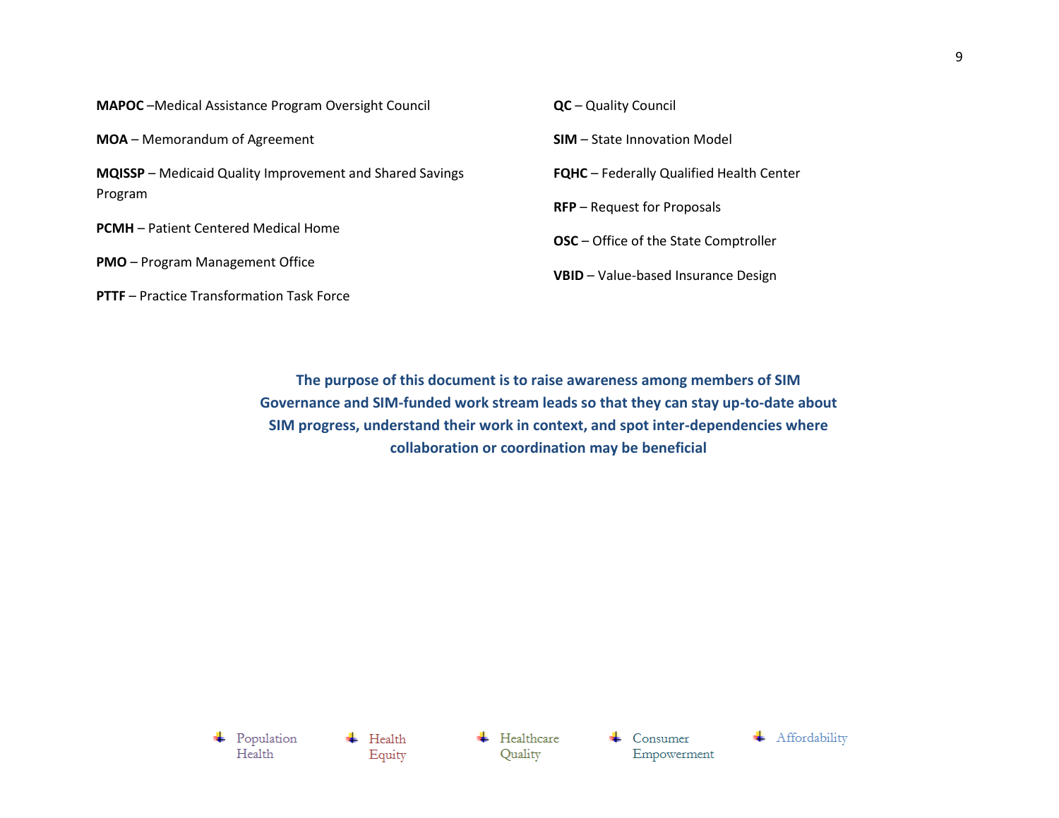**MAPOC** –Medical Assistance Program Oversight Council

**MOA** – Memorandum of Agreement

**MQISSP** – Medicaid Quality Improvement and Shared Savings Program

**PCMH** – Patient Centered Medical Home

**PMO** – Program Management Office

**PTTF** – Practice Transformation Task Force

**QC** – Quality Council

**SIM** – State Innovation Model

**FQHC** – Federally Qualified Health Center

**RFP** – Request for Proposals

**OSC** – Office of the State Comptroller

**VBID** – Value-based Insurance Design

**The purpose of this document is to raise awareness among members of SIM Governance and SIM-funded work stream leads so that they can stay up-to-date about SIM progress, understand their work in context, and spot inter-dependencies where collaboration or coordination may be beneficial**

- Population Health
- Health Equity
- Healthcare Quality
- Consumer Empowerment
- Affordability